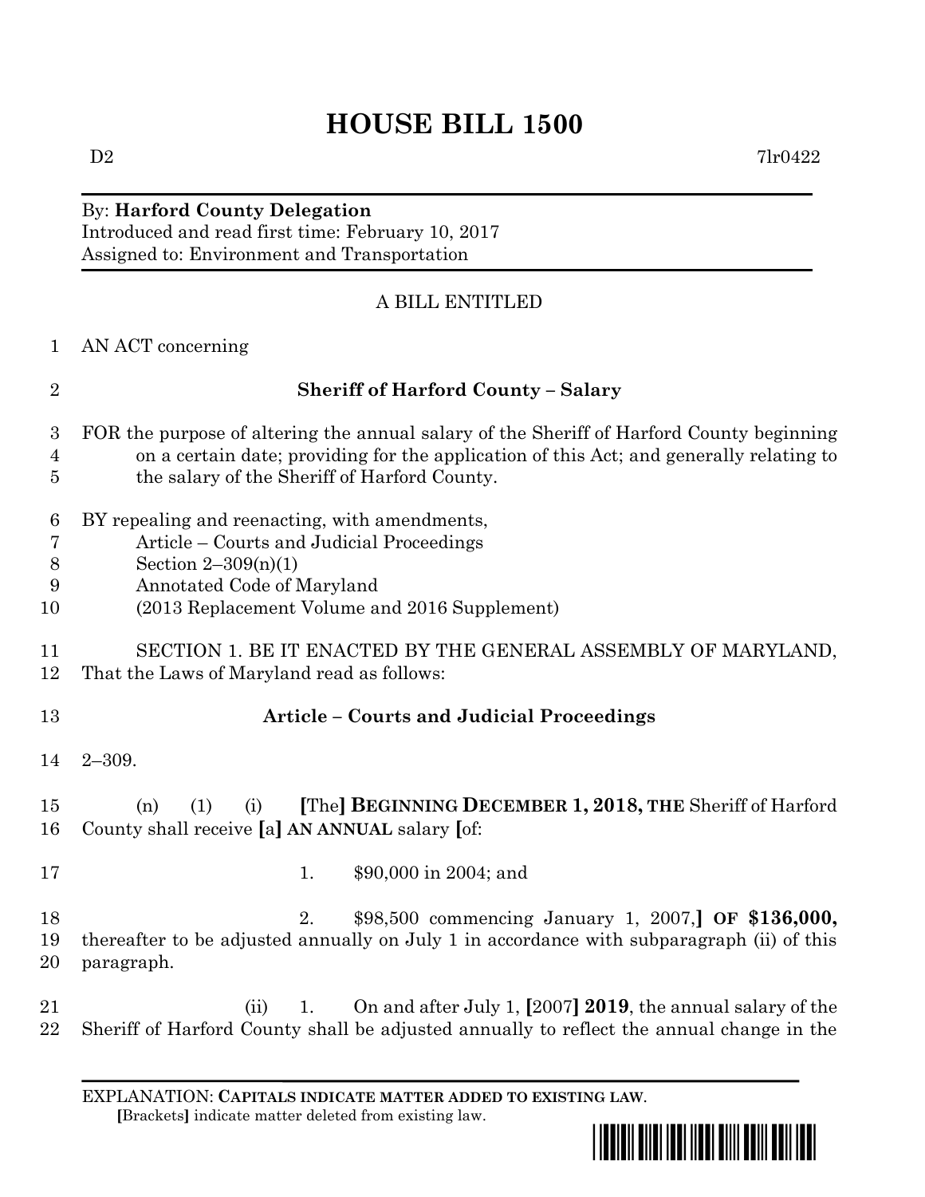# HOUSE BILL 1500

D2 7lr0422

By: **Harford County Delegation**
Introduced and read first time: February 10, 2017
Assigned to: Environment and Transportation

A BILL ENTITLED

1 AN ACT concerning

2 **Sheriff of Harford County – Salary**

3 FOR the purpose of altering the annual salary of the Sheriff of Harford County beginning
4 on a certain date; providing for the application of this Act; and generally relating to
5 the salary of the Sheriff of Harford County.

6 BY repealing and reenacting, with amendments,
7 Article – Courts and Judicial Proceedings
8 Section 2–309(n)(1)
9 Annotated Code of Maryland
10 (2013 Replacement Volume and 2016 Supplement)

11 SECTION 1. BE IT ENACTED BY THE GENERAL ASSEMBLY OF MARYLAND,
12 That the Laws of Maryland read as follows:

13 **Article – Courts and Judicial Proceedings**

14 2–309.

15 (n) (1) (i) **[**The**] BEGINNING DECEMBER 1, 2018, THE** Sheriff of Harford
16 County shall receive **[**a**] AN ANNUAL** salary **[**of:

17 1. $90,000 in 2004; and

18 2. $98,500 commencing January 1, 2007,**] OF $136,000,**
19 thereafter to be adjusted annually on July 1 in accordance with subparagraph (ii) of this
20 paragraph.

21 (ii) 1. On and after July 1, **[**2007**] 2019**, the annual salary of the
22 Sheriff of Harford County shall be adjusted annually to reflect the annual change in the

EXPLANATION: **CAPITALS INDICATE MATTER ADDED TO EXISTING LAW**.
**[**Brackets**]** indicate matter deleted from existing law.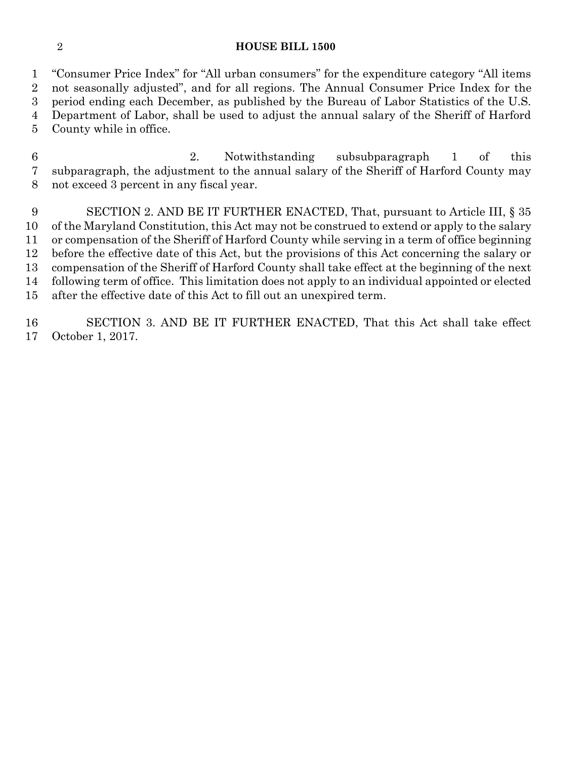"Consumer Price Index" for "All urban consumers" for the expenditure category "All items not seasonally adjusted", and for all regions. The Annual Consumer Price Index for the period ending each December, as published by the Bureau of Labor Statistics of the U.S. Department of Labor, shall be used to adjust the annual salary of the Sheriff of Harford County while in office.

2. Notwithstanding subsubparagraph 1 of this subparagraph, the adjustment to the annual salary of the Sheriff of Harford County may not exceed 3 percent in any fiscal year.

SECTION 2. AND BE IT FURTHER ENACTED, That, pursuant to Article III, § 35 of the Maryland Constitution, this Act may not be construed to extend or apply to the salary or compensation of the Sheriff of Harford County while serving in a term of office beginning before the effective date of this Act, but the provisions of this Act concerning the salary or compensation of the Sheriff of Harford County shall take effect at the beginning of the next following term of office. This limitation does not apply to an individual appointed or elected after the effective date of this Act to fill out an unexpired term.

SECTION 3. AND BE IT FURTHER ENACTED, That this Act shall take effect October 1, 2017.